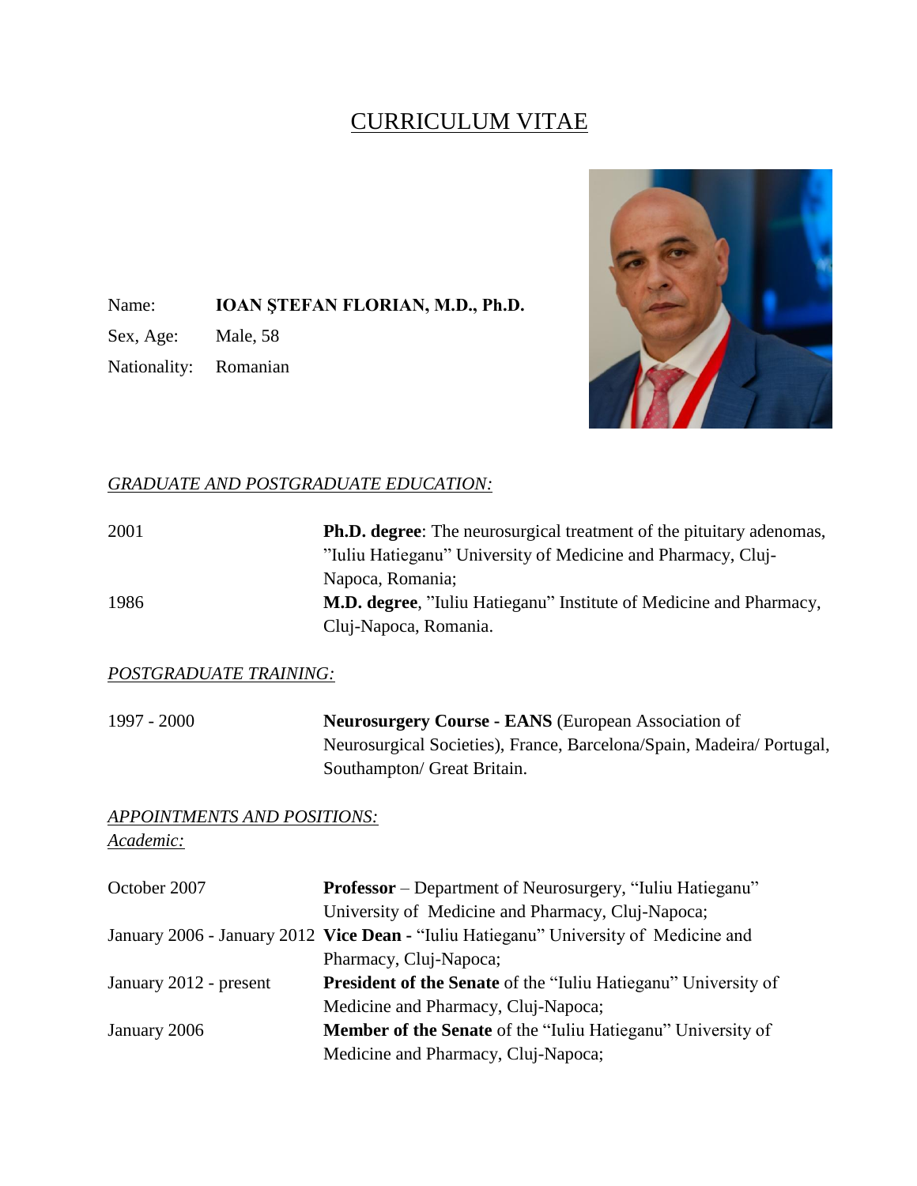# CURRICULUM VITAE

Name: **IOAN ŞTEFAN FLORIAN, M.D., Ph.D.**

Sex, Age: Male, 58

Nationality: Romanian

## *GRADUATE AND POSTGRADUATE EDUCATION:*

| | |
|---|---|
| 2001 | **Ph.D. degree**: The neurosurgical treatment of the pituitary adenomas, ”Iuliu Hatieganu” University of Medicine and Pharmacy, Cluj-Napoca, Romania; |
| 1986 | **M.D. degree**, ”Iuliu Hatieganu” Institute of Medicine and Pharmacy, Cluj-Napoca, Romania. |

## *POSTGRADUATE TRAINING:*

| | |
|---|---|
| 1997 - 2000 | **Neurosurgery Course - EANS** (European Association of Neurosurgical Societies), France, Barcelona/Spain, Madeira/ Portugal, Southampton/ Great Britain. |

## *APPOINTMENTS AND POSITIONS:*

### *Academic:*

| | |
|---|---|
| October 2007 | **Professor** – Department of Neurosurgery, “Iuliu Hatieganu” University of Medicine and Pharmacy, Cluj-Napoca; |
| January 2006 - January 2012 | **Vice Dean -** “Iuliu Hatieganu” University of Medicine and Pharmacy, Cluj-Napoca; |
| January 2012 - present | **President of the Senate** of the “Iuliu Hatieganu” University of Medicine and Pharmacy, Cluj-Napoca; |
| January 2006 | **Member of the Senate** of the “Iuliu Hatieganu” University of Medicine and Pharmacy, Cluj-Napoca; |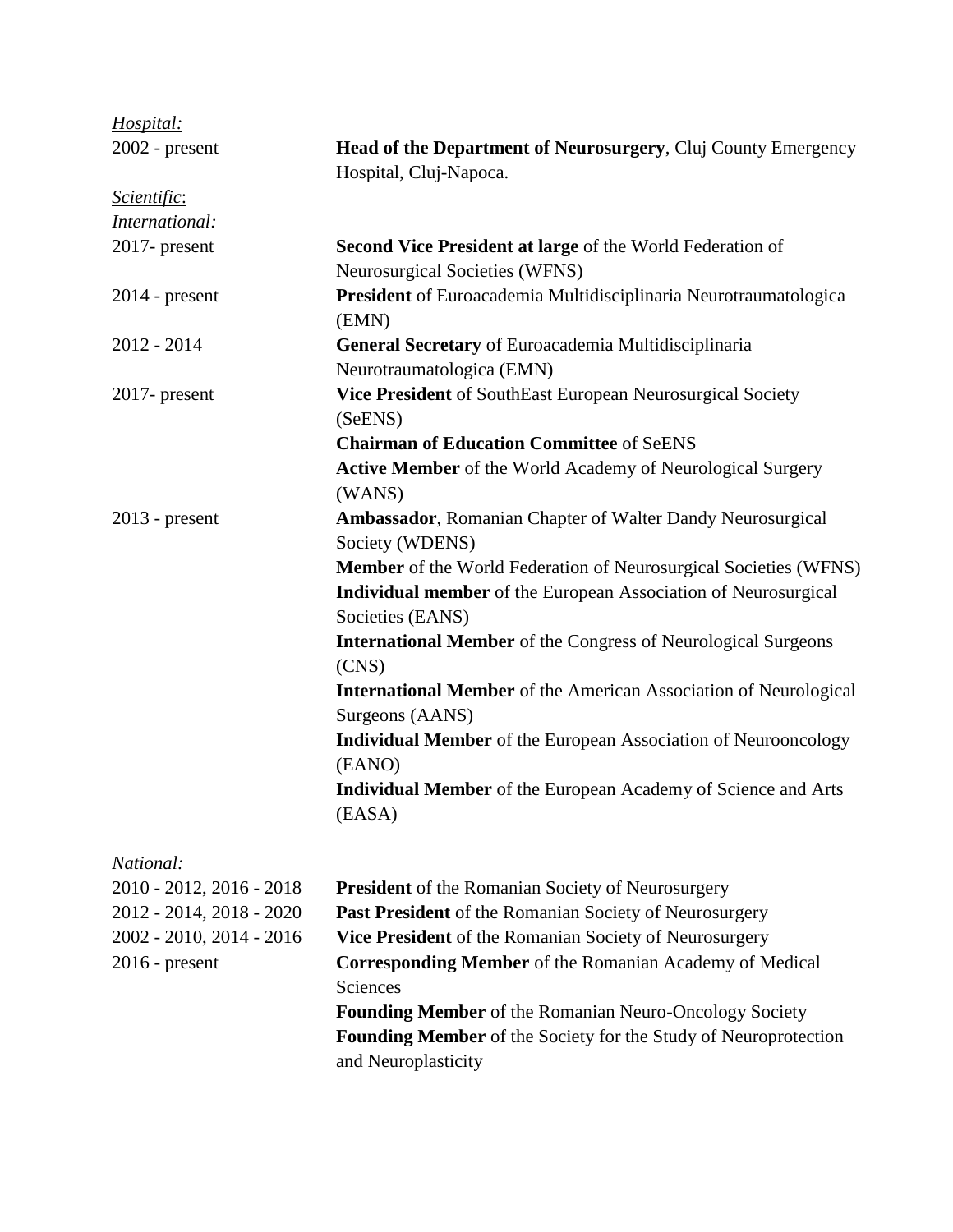*Hospital:*

2002 - present — **Head of the Department of Neurosurgery**, Cluj County Emergency Hospital, Cluj-Napoca.

*Scientific*:

*International:*

2017- present — **Second Vice President at large** of the World Federation of Neurosurgical Societies (WFNS)

2014 - present — **President** of Euroacademia Multidisciplinaria Neurotraumatologica (EMN)

2012 - 2014 — **General Secretary** of Euroacademia Multidisciplinaria Neurotraumatologica (EMN)

2017- present — **Vice President** of SouthEast European Neurosurgical Society (SeENS)

**Chairman of Education Committee** of SeENS

**Active Member** of the World Academy of Neurological Surgery (WANS)

2013 - present — **Ambassador**, Romanian Chapter of Walter Dandy Neurosurgical Society (WDENS)

**Member** of the World Federation of Neurosurgical Societies (WFNS)

**Individual member** of the European Association of Neurosurgical Societies (EANS)

**International Member** of the Congress of Neurological Surgeons (CNS)

**International Member** of the American Association of Neurological Surgeons (AANS)

**Individual Member** of the European Association of Neurooncology (EANO)

**Individual Member** of the European Academy of Science and Arts (EASA)

*National:*

2010 - 2012, 2016 - 2018 — **President** of the Romanian Society of Neurosurgery

2012 - 2014, 2018 - 2020 — **Past President** of the Romanian Society of Neurosurgery

2002 - 2010, 2014 - 2016 — **Vice President** of the Romanian Society of Neurosurgery

2016 - present — **Corresponding Member** of the Romanian Academy of Medical Sciences

**Founding Member** of the Romanian Neuro-Oncology Society

**Founding Member** of the Society for the Study of Neuroprotection and Neuroplasticity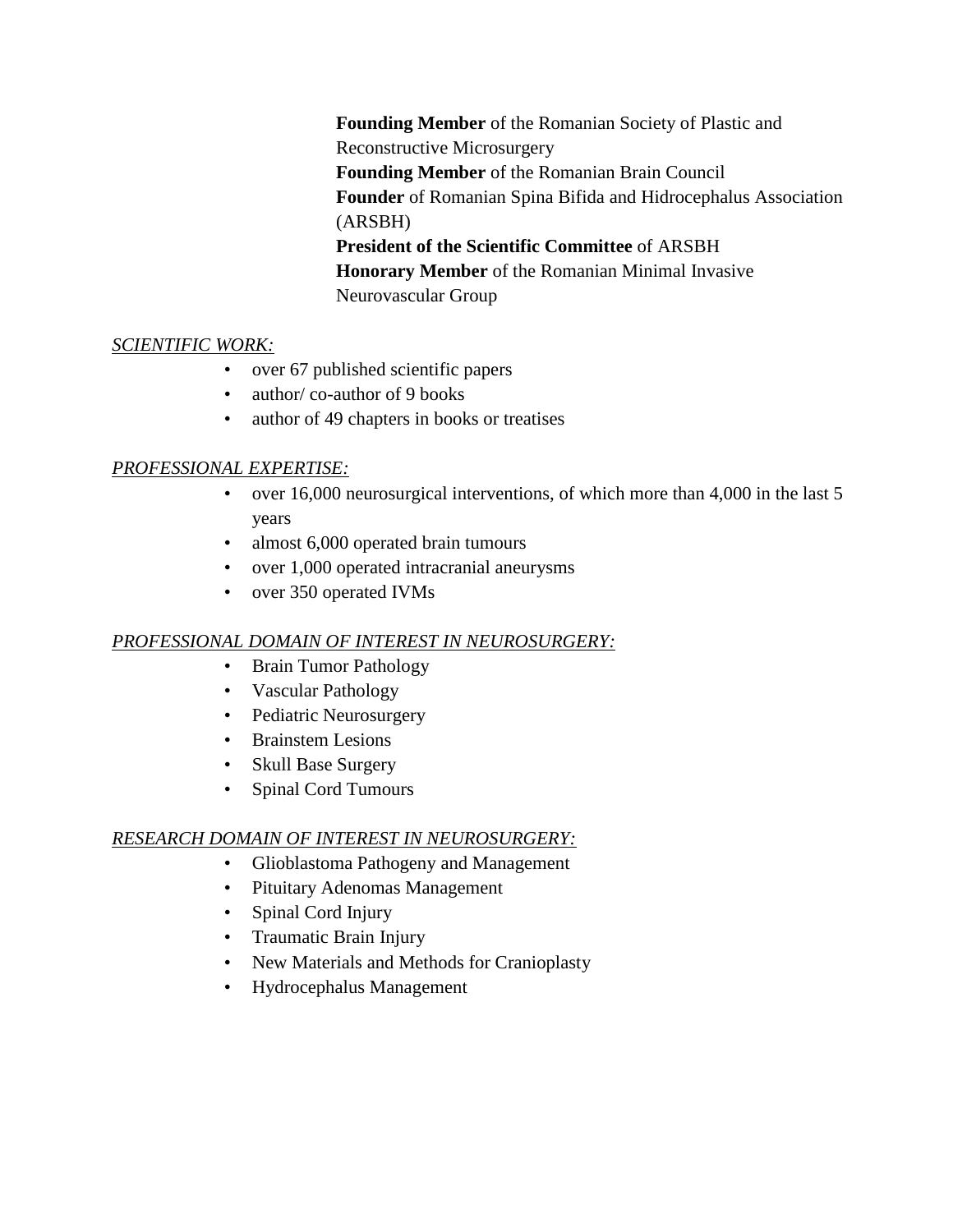**Founding Member** of the Romanian Society of Plastic and Reconstructive Microsurgery
**Founding Member** of the Romanian Brain Council
**Founder** of Romanian Spina Bifida and Hidrocephalus Association (ARSBH)
**President of the Scientific Committee** of ARSBH
**Honorary Member** of the Romanian Minimal Invasive Neurovascular Group

*SCIENTIFIC WORK:*

- over 67 published scientific papers
- author/ co-author of 9 books
- author of 49 chapters in books or treatises

*PROFESSIONAL EXPERTISE:*

- over 16,000 neurosurgical interventions, of which more than 4,000 in the last 5 years
- almost 6,000 operated brain tumours
- over 1,000 operated intracranial aneurysms
- over 350 operated IVMs

*PROFESSIONAL DOMAIN OF INTEREST IN NEUROSURGERY:*

- Brain Tumor Pathology
- Vascular Pathology
- Pediatric Neurosurgery
- Brainstem Lesions
- Skull Base Surgery
- Spinal Cord Tumours

*RESEARCH DOMAIN OF INTEREST IN NEUROSURGERY:*

- Glioblastoma Pathogeny and Management
- Pituitary Adenomas Management
- Spinal Cord Injury
- Traumatic Brain Injury
- New Materials and Methods for Cranioplasty
- Hydrocephalus Management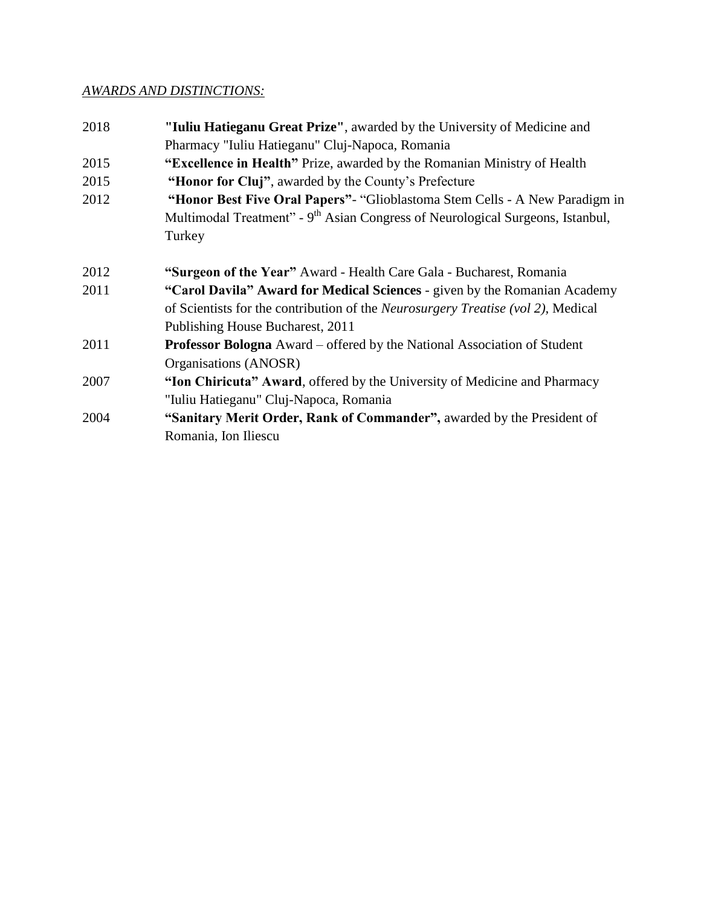*AWARDS AND DISTINCTIONS:*

| | |
|---|---|
| 2018 | **"Iuliu Hatieganu Great Prize"**, awarded by the University of Medicine and Pharmacy "Iuliu Hatieganu" Cluj-Napoca, Romania |
| 2015 | **"Excellence in Health"** Prize, awarded by the Romanian Ministry of Health |
| 2015 | **"Honor for Cluj"**, awarded by the County's Prefecture |
| 2012 | **"Honor Best Five Oral Papers"**- "Glioblastoma Stem Cells - A New Paradigm in Multimodal Treatment" - 9th Asian Congress of Neurological Surgeons, Istanbul, Turkey |
| 2012 | **"Surgeon of the Year"** Award - Health Care Gala - Bucharest, Romania |
| 2011 | **"Carol Davila" Award for Medical Sciences** - given by the Romanian Academy of Scientists for the contribution of the *Neurosurgery Treatise (vol 2)*, Medical Publishing House Bucharest, 2011 |
| 2011 | **Professor Bologna** Award – offered by the National Association of Student Organisations (ANOSR) |
| 2007 | **"Ion Chiricuta" Award**, offered by the University of Medicine and Pharmacy "Iuliu Hatieganu" Cluj-Napoca, Romania |
| 2004 | **"Sanitary Merit Order, Rank of Commander",** awarded by the President of Romania, Ion Iliescu |